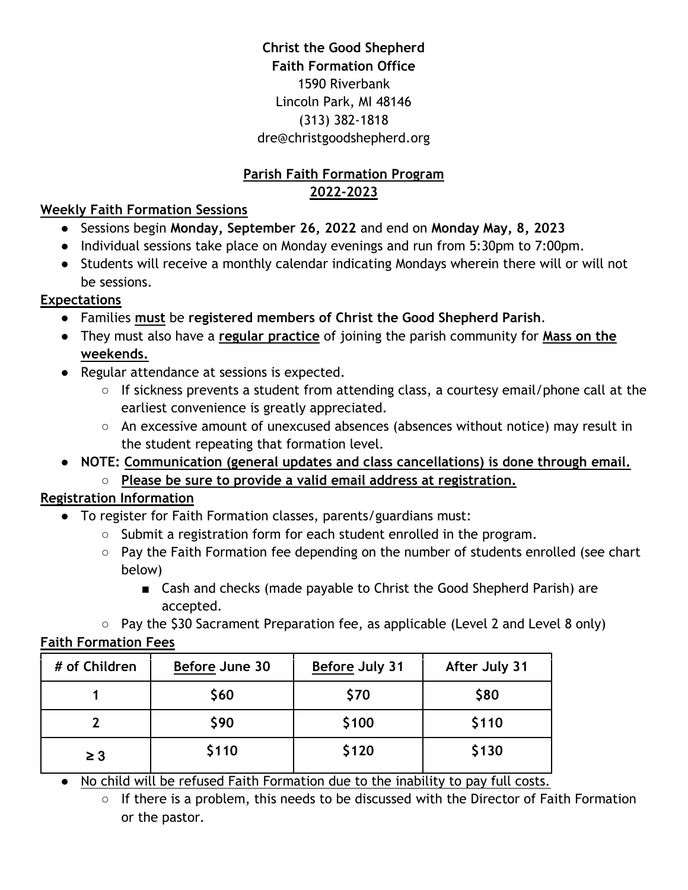**Christ the Good Shepherd**
**Faith Formation Office**
1590 Riverbank
Lincoln Park, MI 48146
(313) 382-1818
dre@christgoodshepherd.org

## Parish Faith Formation Program 2022-2023

### Weekly Faith Formation Sessions

- Sessions begin **Monday, September 26, 2022** and end on **Monday May, 8, 2023**
- Individual sessions take place on Monday evenings and run from 5:30pm to 7:00pm.
- Students will receive a monthly calendar indicating Mondays wherein there will or will not be sessions.

### Expectations

- Families **must** be **registered members of Christ the Good Shepherd Parish**.
- They must also have a **regular practice** of joining the parish community for **Mass on the weekends.**
- Regular attendance at sessions is expected.
  - If sickness prevents a student from attending class, a courtesy email/phone call at the earliest convenience is greatly appreciated.
  - An excessive amount of unexcused absences (absences without notice) may result in the student repeating that formation level.
- **NOTE: Communication (general updates and class cancellations) is done through email.**
  - **Please be sure to provide a valid email address at registration.**

### Registration Information

- To register for Faith Formation classes, parents/guardians must:
  - Submit a registration form for each student enrolled in the program.
  - Pay the Faith Formation fee depending on the number of students enrolled (see chart below)
    - Cash and checks (made payable to Christ the Good Shepherd Parish) are accepted.
  - Pay the $30 Sacrament Preparation fee, as applicable (Level 2 and Level 8 only)

### Faith Formation Fees

| # of Children | Before June 30 | Before July 31 | After July 31 |
|---|---|---|---|
| 1 | $60 | $70 | $80 |
| 2 | $90 | $100 | $110 |
| ≥ 3 | $110 | $120 | $130 |

- No child will be refused Faith Formation due to the inability to pay full costs.
  - If there is a problem, this needs to be discussed with the Director of Faith Formation or the pastor.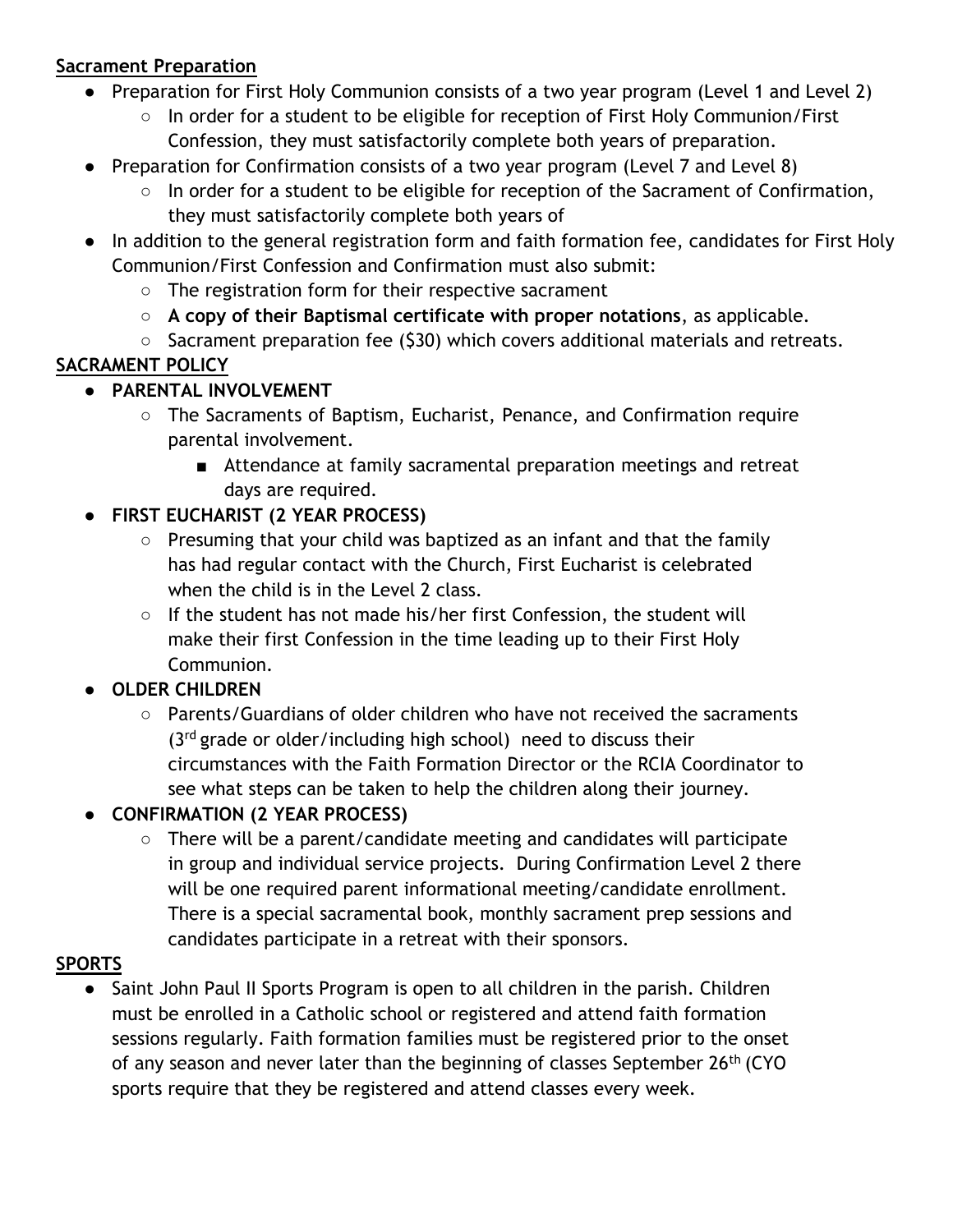**Sacrament Preparation**

- Preparation for First Holy Communion consists of a two year program (Level 1 and Level 2)
  - In order for a student to be eligible for reception of First Holy Communion/First Confession, they must satisfactorily complete both years of preparation.
- Preparation for Confirmation consists of a two year program (Level 7 and Level 8)
  - In order for a student to be eligible for reception of the Sacrament of Confirmation, they must satisfactorily complete both years of
- In addition to the general registration form and faith formation fee, candidates for First Holy Communion/First Confession and Confirmation must also submit:
  - The registration form for their respective sacrament
  - **A copy of their Baptismal certificate with proper notations**, as applicable.
  - Sacrament preparation fee ($30) which covers additional materials and retreats.

**SACRAMENT POLICY**

- **PARENTAL INVOLVEMENT**
  - The Sacraments of Baptism, Eucharist, Penance, and Confirmation require parental involvement.
    - Attendance at family sacramental preparation meetings and retreat days are required.
- **FIRST EUCHARIST (2 YEAR PROCESS)**
  - Presuming that your child was baptized as an infant and that the family has had regular contact with the Church, First Eucharist is celebrated when the child is in the Level 2 class.
  - If the student has not made his/her first Confession, the student will make their first Confession in the time leading up to their First Holy Communion.
- **OLDER CHILDREN**
  - Parents/Guardians of older children who have not received the sacraments (3rd grade or older/including high school) need to discuss their circumstances with the Faith Formation Director or the RCIA Coordinator to see what steps can be taken to help the children along their journey.
- **CONFIRMATION (2 YEAR PROCESS)**
  - There will be a parent/candidate meeting and candidates will participate in group and individual service projects. During Confirmation Level 2 there will be one required parent informational meeting/candidate enrollment. There is a special sacramental book, monthly sacrament prep sessions and candidates participate in a retreat with their sponsors.

**SPORTS**

- Saint John Paul II Sports Program is open to all children in the parish. Children must be enrolled in a Catholic school or registered and attend faith formation sessions regularly. Faith formation families must be registered prior to the onset of any season and never later than the beginning of classes September 26th (CYO sports require that they be registered and attend classes every week.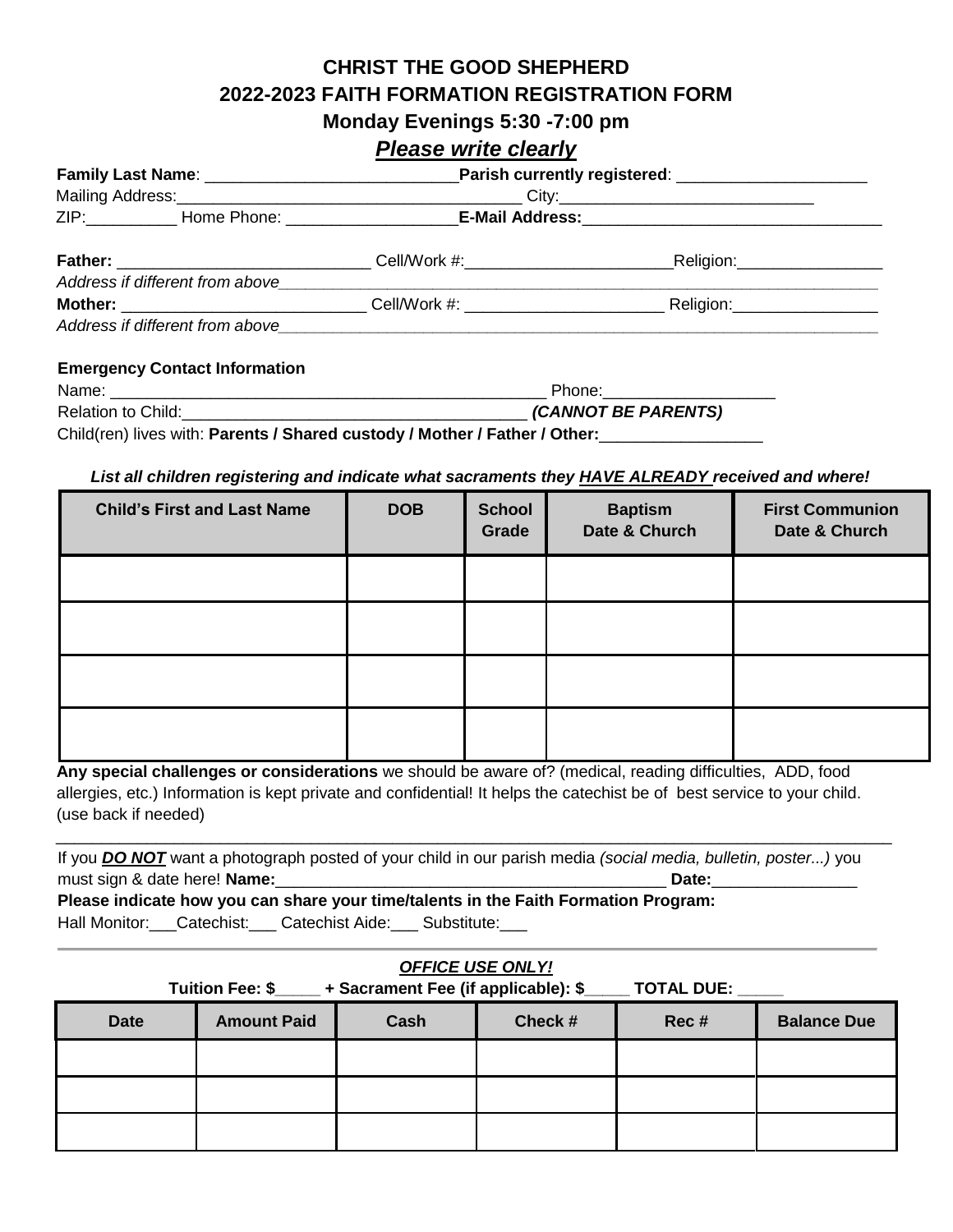# CHRIST THE GOOD SHEPHERD
# 2022-2023 FAITH FORMATION REGISTRATION FORM
## Monday Evenings 5:30 -7:00 pm

***Please write clearly***

**Family Last Name**: ____________________________ **Parish currently registered**: _____________________

Mailing Address:______________________________________ City:____________________________

ZIP:__________ Home Phone: ___________________ **E-Mail Address:**_________________________________

**Father:** ____________________________ Cell/Work #:_______________________ Religion:________________

*Address if different from above*_________________________________________________________________________

**Mother:** ___________________________ Cell/Work #: ______________________ Religion:________________

*Address if different from above*_________________________________________________________________________

**Emergency Contact Information**

Name: ________________________________________________ Phone:___________________

Relation to Child:______________________________________ ***(CANNOT BE PARENTS)***

Child(ren) lives with: **Parents / Shared custody / Mother / Father / Other:**__________________

***List all children registering and indicate what sacraments they HAVE ALREADY received and where!***

| Child's First and Last Name | DOB | School Grade | Baptism Date & Church | First Communion Date & Church |
|---|---|---|---|---|
| | | | | |
| | | | | |
| | | | | |
| | | | | |

**Any special challenges or considerations** we should be aware of? (medical, reading difficulties, ADD, food allergies, etc.) Information is kept private and confidential! It helps the catechist be of best service to your child. (use back if needed)

_____________________________________________________________________________________________

If you ***DO NOT*** want a photograph posted of your child in our parish media *(social media, bulletin, poster...)* you must sign & date here! **Name:**_____________________________________________ **Date:**________________

**Please indicate how you can share your time/talents in the Faith Formation Program:**

Hall Monitor:___Catechist:___ Catechist Aide:___ Substitute:___

***OFFICE USE ONLY!***

**Tuition Fee: $_____ + Sacrament Fee (if applicable): $_____ TOTAL DUE: _____**

| Date | Amount Paid | Cash | Check # | Rec # | Balance Due |
|---|---|---|---|---|---|
| | | | | | |
| | | | | | |
| | | | | | |